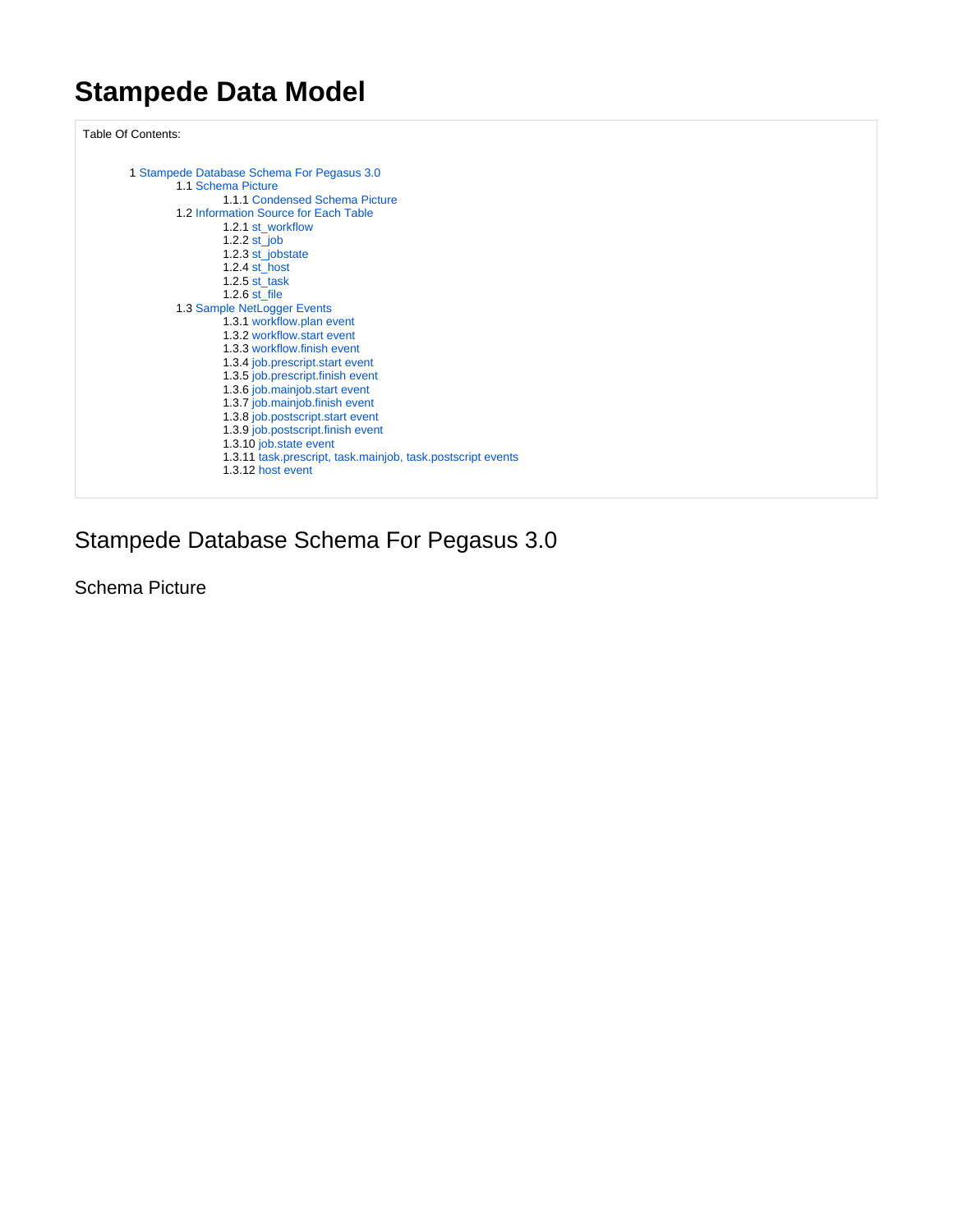# Stampede Data Model

Table Of Contents:

- 1 Stampede Database Schema For Pegasus 3.0
  - 1.1 Schema Picture
    - 1.1.1 Condensed Schema Picture
  - 1.2 Information Source for Each Table
    - 1.2.1 st_workflow
    - 1.2.2 st_job
    - 1.2.3 st_jobstate
    - 1.2.4 st_host
    - 1.2.5 st_task
    - 1.2.6 st_file
  - 1.3 Sample NetLogger Events
    - 1.3.1 workflow.plan event
    - 1.3.2 workflow.start event
    - 1.3.3 workflow.finish event
    - 1.3.4 job.prescript.start event
    - 1.3.5 job.prescript.finish event
    - 1.3.6 job.mainjob.start event
    - 1.3.7 job.mainjob.finish event
    - 1.3.8 job.postscript.start event
    - 1.3.9 job.postscript.finish event
    - 1.3.10 job.state event
    - 1.3.11 task.prescript, task.mainjob, task.postscript events
    - 1.3.12 host event

## Stampede Database Schema For Pegasus 3.0

### Schema Picture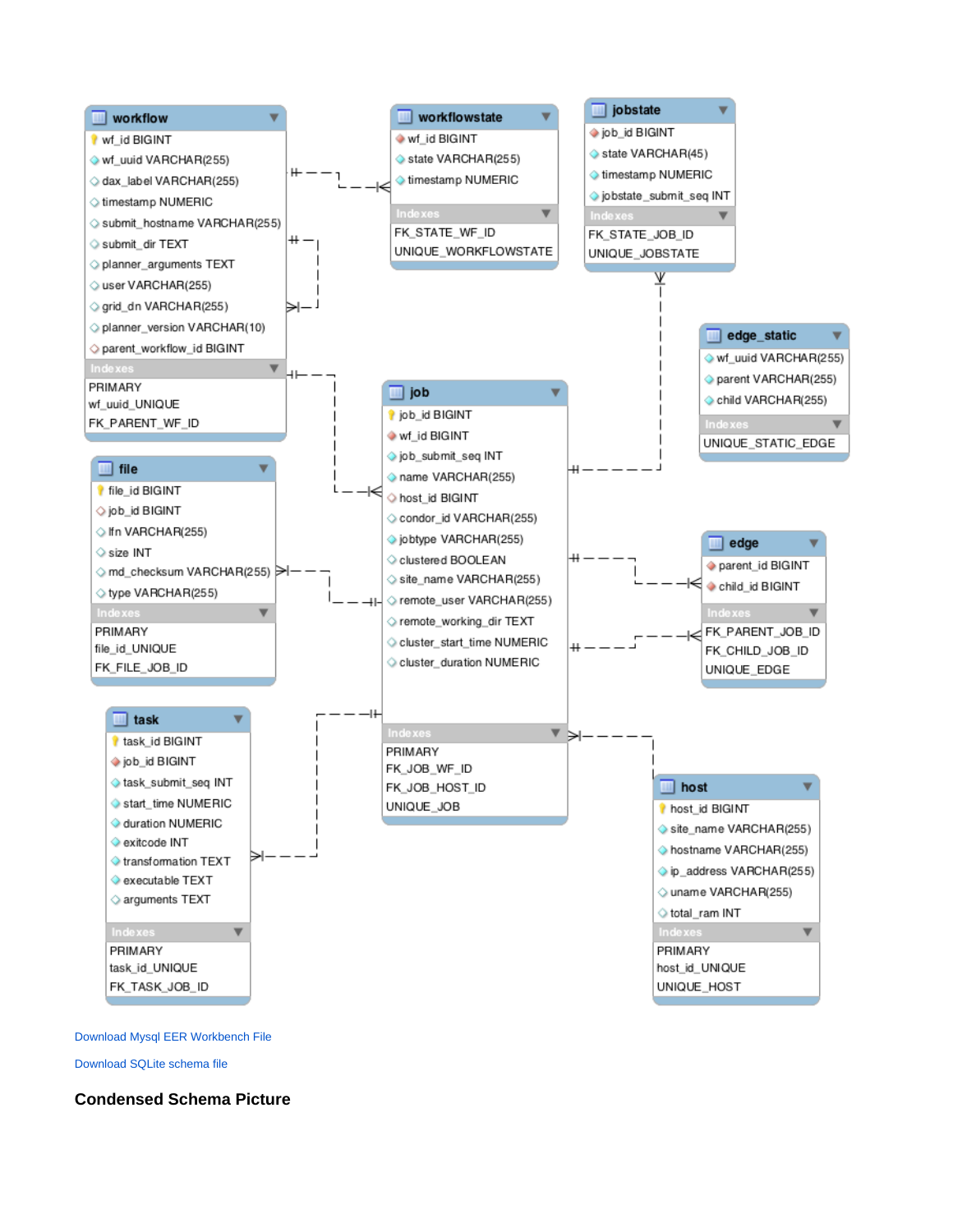**workflow**

- wf_id BIGINT
- wf_uuid VARCHAR(255)
- dax_label VARCHAR(255)
- timestamp NUMERIC
- submit_hostname VARCHAR(255)
- submit_dir TEXT
- planner_arguments TEXT
- user VARCHAR(255)
- grid_dn VARCHAR(255)
- planner_version VARCHAR(10)
- parent_workflow_id BIGINT

Indexes

- PRIMARY
- wf_uuid_UNIQUE
- FK_PARENT_WF_ID

**workflowstate**

- wf_id BIGINT
- state VARCHAR(255)
- timestamp NUMERIC

Indexes

- FK_STATE_WF_ID
- UNIQUE_WORKFLOWSTATE

**jobstate**

- job_id BIGINT
- state VARCHAR(45)
- timestamp NUMERIC
- jobstate_submit_seq INT

Indexes

- FK_STATE_JOB_ID
- UNIQUE_JOBSTATE

**edge_static**

- wf_uuid VARCHAR(255)
- parent VARCHAR(255)
- child VARCHAR(255)

Indexes

- UNIQUE_STATIC_EDGE

**file**

- file_id BIGINT
- job_id BIGINT
- lfn VARCHAR(255)
- size INT
- md_checksum VARCHAR(255)
- type VARCHAR(255)

Indexes

- PRIMARY
- file_id_UNIQUE
- FK_FILE_JOB_ID

**job**

- job_id BIGINT
- wf_id BIGINT
- job_submit_seq INT
- name VARCHAR(255)
- host_id BIGINT
- condor_id VARCHAR(255)
- jobtype VARCHAR(255)
- clustered BOOLEAN
- site_name VARCHAR(255)
- remote_user VARCHAR(255)
- remote_working_dir TEXT
- cluster_start_time NUMERIC
- cluster_duration NUMERIC

Indexes

- PRIMARY
- FK_JOB_WF_ID
- FK_JOB_HOST_ID
- UNIQUE_JOB

**edge**

- parent_id BIGINT
- child_id BIGINT

Indexes

- FK_PARENT_JOB_ID
- FK_CHILD_JOB_ID
- UNIQUE_EDGE

**task**

- task_id BIGINT
- job_id BIGINT
- task_submit_seq INT
- start_time NUMERIC
- duration NUMERIC
- exitcode INT
- transformation TEXT
- executable TEXT
- arguments TEXT

Indexes

- PRIMARY
- task_id_UNIQUE
- FK_TASK_JOB_ID

**host**

- host_id BIGINT
- site_name VARCHAR(255)
- hostname VARCHAR(255)
- ip_address VARCHAR(255)
- uname VARCHAR(255)
- total_ram INT

Indexes

- PRIMARY
- host_id_UNIQUE
- UNIQUE_HOST

Download Mysql EER Workbench File

Download SQLite schema file

### Condensed Schema Picture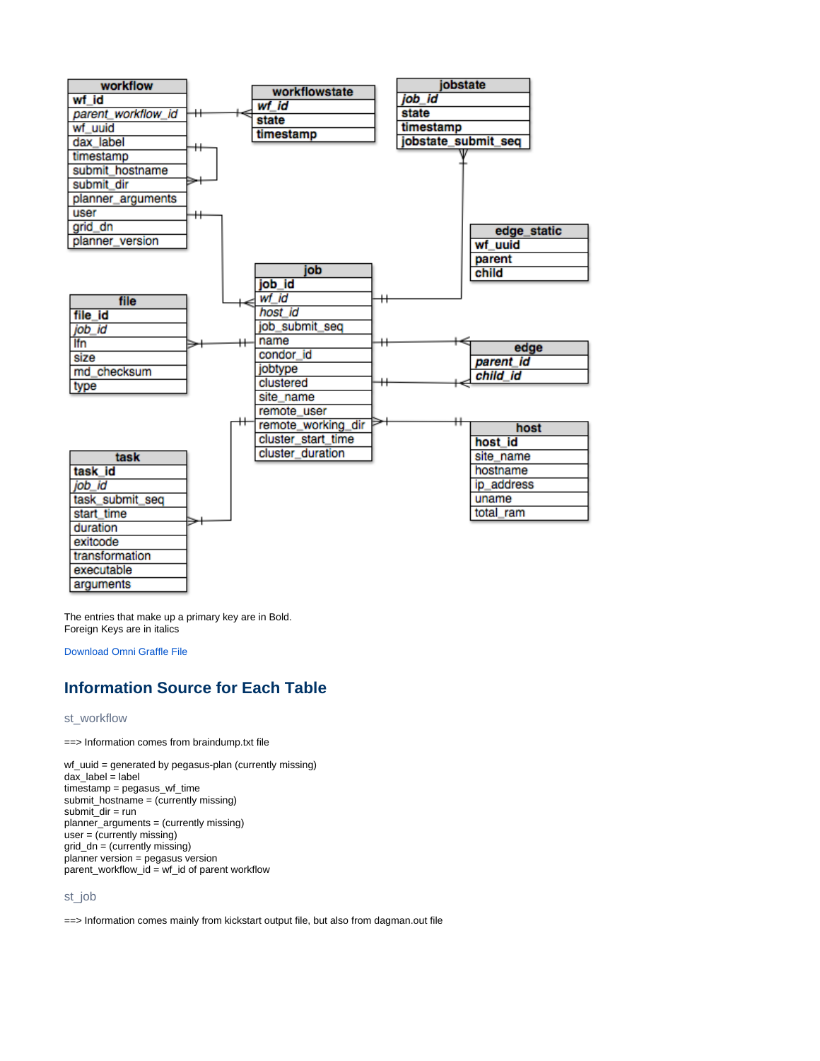**workflow**

- **wf_id**
- *parent_workflow_id*
- wf_uuid
- dax_label
- timestamp
- submit_hostname
- submit_dir
- planner_arguments
- user
- grid_dn
- planner_version

**workflowstate**

- ***wf_id***
- **state**
- **timestamp**

**jobstate**

- ***job_id***
- **state**
- **timestamp**
- **jobstate_submit_seq**

**edge_static**

- **wf_uuid**
- **parent**
- **child**

**job**

- **job_id**
- *wf_id*
- *host_id*
- job_submit_seq
- name
- condor_id
- jobtype
- clustered
- site_name
- remote_user
- remote_working_dir
- cluster_start_time
- cluster_duration

**file**

- **file_id**
- *job_id*
- lfn
- size
- md_checksum
- type

**edge**

- ***parent_id***
- ***child_id***

**host**

- **host_id**
- site_name
- hostname
- ip_address
- uname
- total_ram

**task**

- **task_id**
- *job_id*
- task_submit_seq
- start_time
- duration
- exitcode
- transformation
- executable
- arguments

The entries that make up a primary key are in Bold.
Foreign Keys are in italics

Download Omni Graffle File

## Information Source for Each Table

### st_workflow

==> Information comes from braindump.txt file

wf_uuid = generated by pegasus-plan (currently missing)
dax_label = label
timestamp = pegasus_wf_time
submit_hostname = (currently missing)
submit_dir = run
planner_arguments = (currently missing)
user = (currently missing)
grid_dn = (currently missing)
planner version = pegasus version
parent_workflow_id = wf_id of parent workflow

### st_job

==> Information comes mainly from kickstart output file, but also from dagman.out file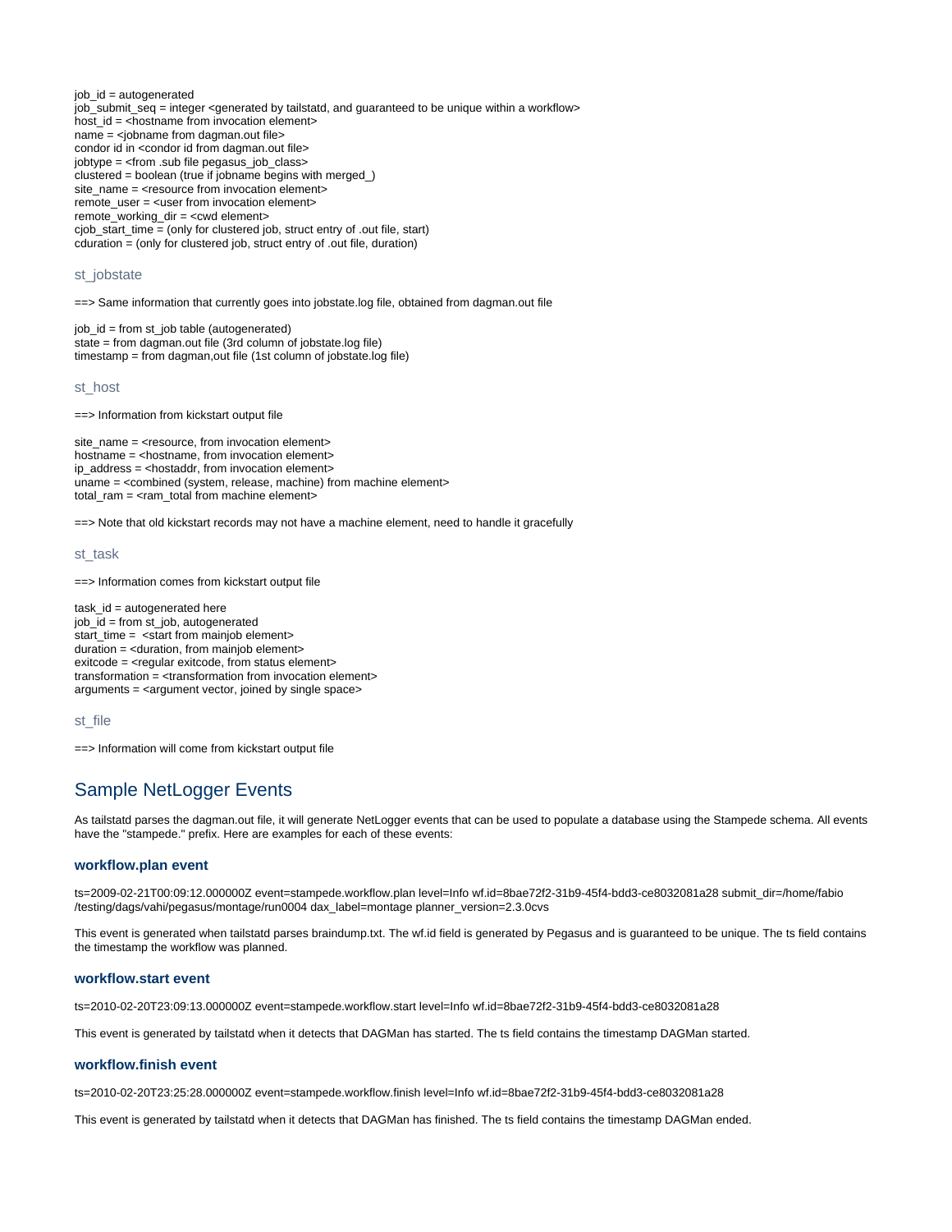job_id = autogenerated
job_submit_seq = integer <generated by tailstatd, and guaranteed to be unique within a workflow>
host_id = <hostname from invocation element>
name = <jobname from dagman.out file>
condor id in <condor id from dagman.out file>
jobtype = <from .sub file pegasus_job_class>
clustered = boolean (true if jobname begins with merged_)
site_name = <resource from invocation element>
remote_user = <user from invocation element>
remote_working_dir = <cwd element>
cjob_start_time = (only for clustered job, struct entry of .out file, start)
cduration = (only for clustered job, struct entry of .out file, duration)

### st_jobstate

==> Same information that currently goes into jobstate.log file, obtained from dagman.out file

job_id = from st_job table (autogenerated)
state = from dagman.out file (3rd column of jobstate.log file)
timestamp = from dagman,out file (1st column of jobstate.log file)

### st_host

==> Information from kickstart output file

site_name = <resource, from invocation element>
hostname = <hostname, from invocation element>
ip_address = <hostaddr, from invocation element>
uname = <combined (system, release, machine) from machine element>
total_ram = <ram_total from machine element>

==> Note that old kickstart records may not have a machine element, need to handle it gracefully

### st_task

==> Information comes from kickstart output file

task_id = autogenerated here
job_id = from st_job, autogenerated
start_time = <start from mainjob element>
duration = <duration, from mainjob element>
exitcode = <regular exitcode, from status element>
transformation = <transformation from invocation element>
arguments = <argument vector, joined by single space>

### st_file

==> Information will come from kickstart output file

## Sample NetLogger Events

As tailstatd parses the dagman.out file, it will generate NetLogger events that can be used to populate a database using the Stampede schema. All events have the "stampede." prefix. Here are examples for each of these events:

### workflow.plan event

ts=2009-02-21T00:09:12.000000Z event=stampede.workflow.plan level=Info wf.id=8bae72f2-31b9-45f4-bdd3-ce8032081a28 submit_dir=/home/fabio/testing/dags/vahi/pegasus/montage/run0004 dax_label=montage planner_version=2.3.0cvs

This event is generated when tailstatd parses braindump.txt. The wf.id field is generated by Pegasus and is guaranteed to be unique. The ts field contains the timestamp the workflow was planned.

### workflow.start event

ts=2010-02-20T23:09:13.000000Z event=stampede.workflow.start level=Info wf.id=8bae72f2-31b9-45f4-bdd3-ce8032081a28

This event is generated by tailstatd when it detects that DAGMan has started. The ts field contains the timestamp DAGMan started.

### workflow.finish event

ts=2010-02-20T23:25:28.000000Z event=stampede.workflow.finish level=Info wf.id=8bae72f2-31b9-45f4-bdd3-ce8032081a28

This event is generated by tailstatd when it detects that DAGMan has finished. The ts field contains the timestamp DAGMan ended.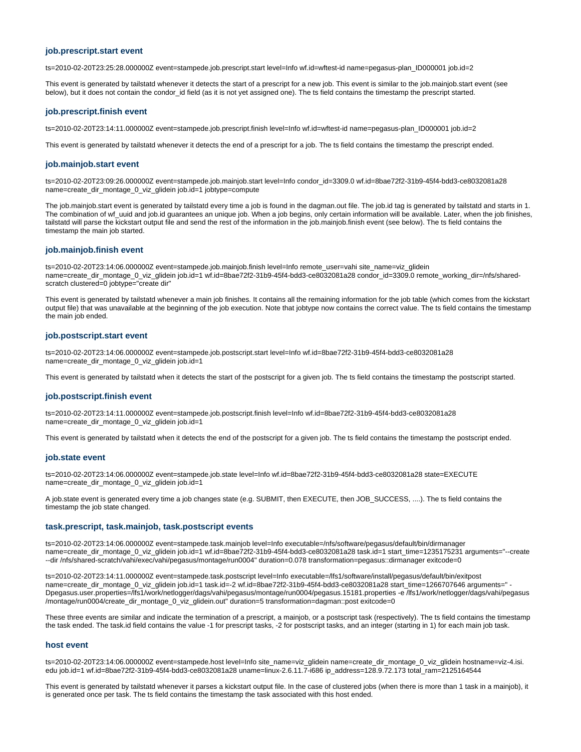### job.prescript.start event

ts=2010-02-20T23:25:28.000000Z event=stampede.job.prescript.start level=Info wf.id=wftest-id name=pegasus-plan_ID000001 job.id=2

This event is generated by tailstatd whenever it detects the start of a prescript for a new job. This event is similar to the job.mainjob.start event (see below), but it does not contain the condor_id field (as it is not yet assigned one). The ts field contains the timestamp the prescript started.

### job.prescript.finish event

ts=2010-02-20T23:14:11.000000Z event=stampede.job.prescript.finish level=Info wf.id=wftest-id name=pegasus-plan_ID000001 job.id=2

This event is generated by tailstatd whenever it detects the end of a prescript for a job. The ts field contains the timestamp the prescript ended.

### job.mainjob.start event

ts=2010-02-20T23:09:26.000000Z event=stampede.job.mainjob.start level=Info condor_id=3309.0 wf.id=8bae72f2-31b9-45f4-bdd3-ce8032081a28 name=create_dir_montage_0_viz_glidein job.id=1 jobtype=compute

The job.mainjob.start event is generated by tailstatd every time a job is found in the dagman.out file. The job.id tag is generated by tailstatd and starts in 1. The combination of wf_uuid and job.id guarantees an unique job. When a job begins, only certain information will be available. Later, when the job finishes, tailstatd will parse the kickstart output file and send the rest of the information in the job.mainjob.finish event (see below). The ts field contains the timestamp the main job started.

### job.mainjob.finish event

ts=2010-02-20T23:14:06.000000Z event=stampede.job.mainjob.finish level=Info remote_user=vahi site_name=viz_glidein name=create_dir_montage_0_viz_glidein job.id=1 wf.id=8bae72f2-31b9-45f4-bdd3-ce8032081a28 condor_id=3309.0 remote_working_dir=/nfs/shared-scratch clustered=0 jobtype="create dir"

This event is generated by tailstatd whenever a main job finishes. It contains all the remaining information for the job table (which comes from the kickstart output file) that was unavailable at the beginning of the job execution. Note that jobtype now contains the correct value. The ts field contains the timestamp the main job ended.

### job.postscript.start event

ts=2010-02-20T23:14:06.000000Z event=stampede.job.postscript.start level=Info wf.id=8bae72f2-31b9-45f4-bdd3-ce8032081a28 name=create_dir_montage_0_viz_glidein job.id=1

This event is generated by tailstatd when it detects the start of the postscript for a given job. The ts field contains the timestamp the postscript started.

### job.postscript.finish event

ts=2010-02-20T23:14:11.000000Z event=stampede.job.postscript.finish level=Info wf.id=8bae72f2-31b9-45f4-bdd3-ce8032081a28 name=create_dir_montage_0_viz_glidein job.id=1

This event is generated by tailstatd when it detects the end of the postscript for a given job. The ts field contains the timestamp the postscript ended.

### job.state event

ts=2010-02-20T23:14:06.000000Z event=stampede.job.state level=Info wf.id=8bae72f2-31b9-45f4-bdd3-ce8032081a28 state=EXECUTE name=create_dir_montage_0_viz_glidein job.id=1

A job.state event is generated every time a job changes state (e.g. SUBMIT, then EXECUTE, then JOB_SUCCESS, ....). The ts field contains the timestamp the job state changed.

### task.prescript, task.mainjob, task.postscript events

ts=2010-02-20T23:14:06.000000Z event=stampede.task.mainjob level=Info executable=/nfs/software/pegasus/default/bin/dirmanager name=create_dir_montage_0_viz_glidein job.id=1 wf.id=8bae72f2-31b9-45f4-bdd3-ce8032081a28 task.id=1 start_time=1235175231 arguments="--create --dir /nfs/shared-scratch/vahi/exec/vahi/pegasus/montage/run0004" duration=0.078 transformation=pegasus::dirmanager exitcode=0

ts=2010-02-20T23:14:11.000000Z event=stampede.task.postscript level=Info executable=/lfs1/software/install/pegasus/default/bin/exitpost name=create_dir_montage_0_viz_glidein job.id=1 task.id=-2 wf.id=8bae72f2-31b9-45f4-bdd3-ce8032081a28 start_time=1266707646 arguments=" -Dpegasus.user.properties=/lfs1/work/netlogger/dags/vahi/pegasus/montage/run0004/pegasus.15181.properties -e /lfs1/work/netlogger/dags/vahi/pegasus /montage/run0004/create_dir_montage_0_viz_glidein.out" duration=5 transformation=dagman::post exitcode=0

These three events are similar and indicate the termination of a prescript, a mainjob, or a postscript task (respectively). The ts field contains the timestamp the task ended. The task.id field contains the value -1 for prescript tasks, -2 for postscript tasks, and an integer (starting in 1) for each main job task.

### host event

ts=2010-02-20T23:14:06.000000Z event=stampede.host level=Info site_name=viz_glidein name=create_dir_montage_0_viz_glidein hostname=viz-4.isi.edu job.id=1 wf.id=8bae72f2-31b9-45f4-bdd3-ce8032081a28 uname=linux-2.6.11.7-i686 ip_address=128.9.72.173 total_ram=2125164544

This event is generated by tailstatd whenever it parses a kickstart output file. In the case of clustered jobs (when there is more than 1 task in a mainjob), it is generated once per task. The ts field contains the timestamp the task associated with this host ended.